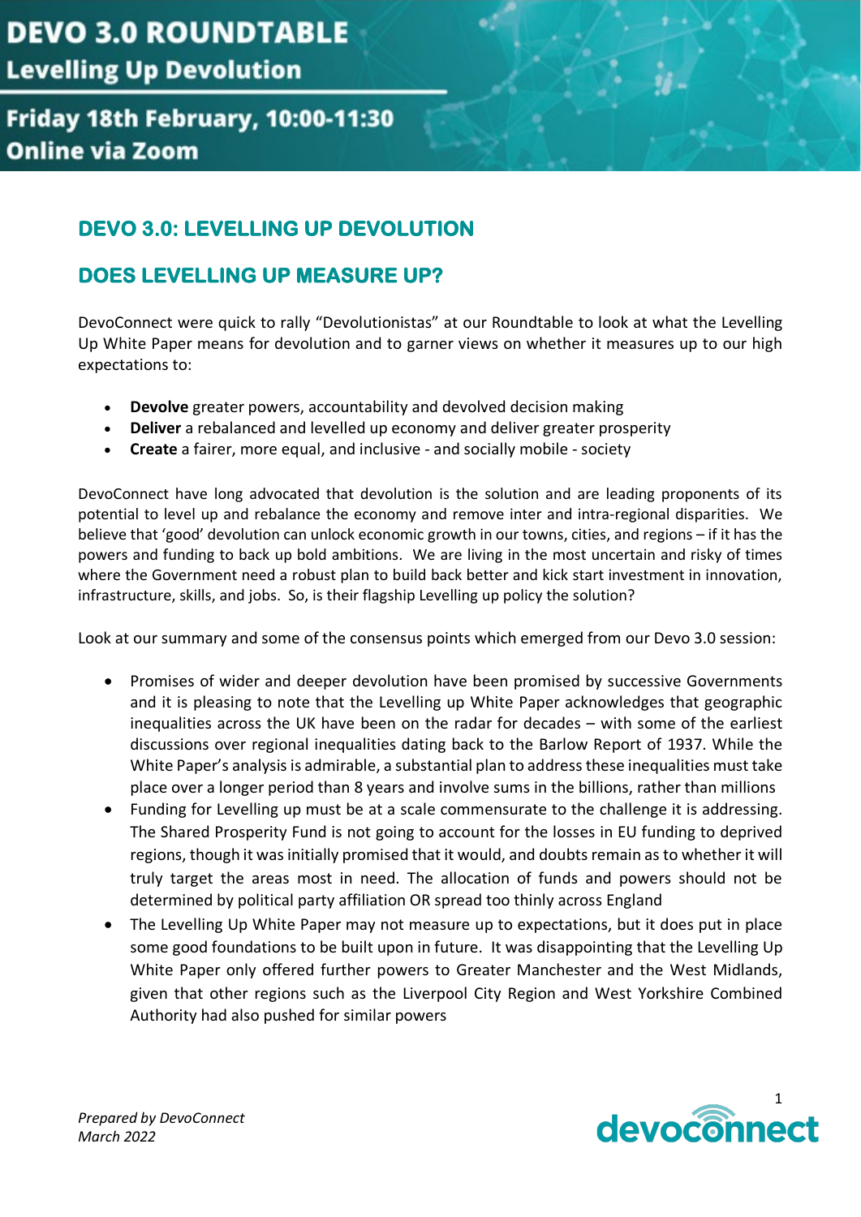# DEVO 3.0 ROUNDTABLE

**Levelling Up Devolution**

**Friday 18th February, 10:00-11:30**
**Online via Zoom**

## DEVO 3.0: LEVELLING UP DEVOLUTION

## DOES LEVELLING UP MEASURE UP?

DevoConnect were quick to rally "Devolutionistas" at our Roundtable to look at what the Levelling Up White Paper means for devolution and to garner views on whether it measures up to our high expectations to:

- **Devolve** greater powers, accountability and devolved decision making
- **Deliver** a rebalanced and levelled up economy and deliver greater prosperity
- **Create** a fairer, more equal, and inclusive - and socially mobile - society

DevoConnect have long advocated that devolution is the solution and are leading proponents of its potential to level up and rebalance the economy and remove inter and intra-regional disparities. We believe that 'good' devolution can unlock economic growth in our towns, cities, and regions – if it has the powers and funding to back up bold ambitions. We are living in the most uncertain and risky of times where the Government need a robust plan to build back better and kick start investment in innovation, infrastructure, skills, and jobs. So, is their flagship Levelling up policy the solution?

Look at our summary and some of the consensus points which emerged from our Devo 3.0 session:

- Promises of wider and deeper devolution have been promised by successive Governments and it is pleasing to note that the Levelling up White Paper acknowledges that geographic inequalities across the UK have been on the radar for decades – with some of the earliest discussions over regional inequalities dating back to the Barlow Report of 1937. While the White Paper's analysis is admirable, a substantial plan to address these inequalities must take place over a longer period than 8 years and involve sums in the billions, rather than millions
- Funding for Levelling up must be at a scale commensurate to the challenge it is addressing. The Shared Prosperity Fund is not going to account for the losses in EU funding to deprived regions, though it was initially promised that it would, and doubts remain as to whether it will truly target the areas most in need. The allocation of funds and powers should not be determined by political party affiliation OR spread too thinly across England
- The Levelling Up White Paper may not measure up to expectations, but it does put in place some good foundations to be built upon in future. It was disappointing that the Levelling Up White Paper only offered further powers to Greater Manchester and the West Midlands, given that other regions such as the Liverpool City Region and West Yorkshire Combined Authority had also pushed for similar powers

*Prepared by DevoConnect*
*March 2022*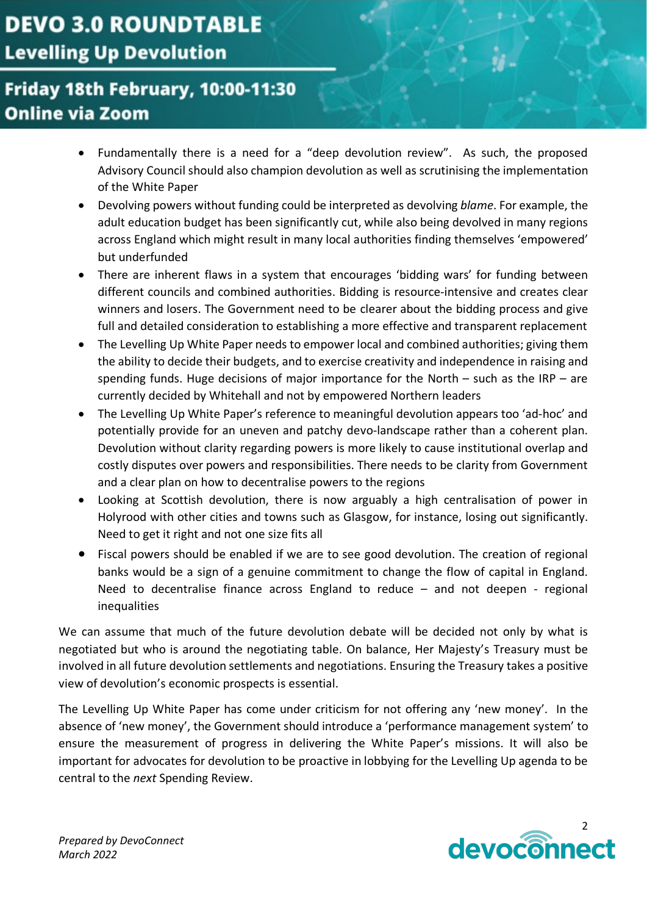- Fundamentally there is a need for a "deep devolution review". As such, the proposed Advisory Council should also champion devolution as well as scrutinising the implementation of the White Paper
- Devolving powers without funding could be interpreted as devolving *blame*. For example, the adult education budget has been significantly cut, while also being devolved in many regions across England which might result in many local authorities finding themselves 'empowered' but underfunded
- There are inherent flaws in a system that encourages 'bidding wars' for funding between different councils and combined authorities. Bidding is resource-intensive and creates clear winners and losers. The Government need to be clearer about the bidding process and give full and detailed consideration to establishing a more effective and transparent replacement
- The Levelling Up White Paper needs to empower local and combined authorities; giving them the ability to decide their budgets, and to exercise creativity and independence in raising and spending funds. Huge decisions of major importance for the North – such as the IRP – are currently decided by Whitehall and not by empowered Northern leaders
- The Levelling Up White Paper's reference to meaningful devolution appears too 'ad-hoc' and potentially provide for an uneven and patchy devo-landscape rather than a coherent plan. Devolution without clarity regarding powers is more likely to cause institutional overlap and costly disputes over powers and responsibilities. There needs to be clarity from Government and a clear plan on how to decentralise powers to the regions
- Looking at Scottish devolution, there is now arguably a high centralisation of power in Holyrood with other cities and towns such as Glasgow, for instance, losing out significantly. Need to get it right and not one size fits all
- Fiscal powers should be enabled if we are to see good devolution. The creation of regional banks would be a sign of a genuine commitment to change the flow of capital in England. Need to decentralise finance across England to reduce – and not deepen - regional inequalities

We can assume that much of the future devolution debate will be decided not only by what is negotiated but who is around the negotiating table. On balance, Her Majesty's Treasury must be involved in all future devolution settlements and negotiations. Ensuring the Treasury takes a positive view of devolution's economic prospects is essential.

The Levelling Up White Paper has come under criticism for not offering any 'new money'. In the absence of 'new money', the Government should introduce a 'performance management system' to ensure the measurement of progress in delivering the White Paper's missions. It will also be important for advocates for devolution to be proactive in lobbying for the Levelling Up agenda to be central to the *next* Spending Review.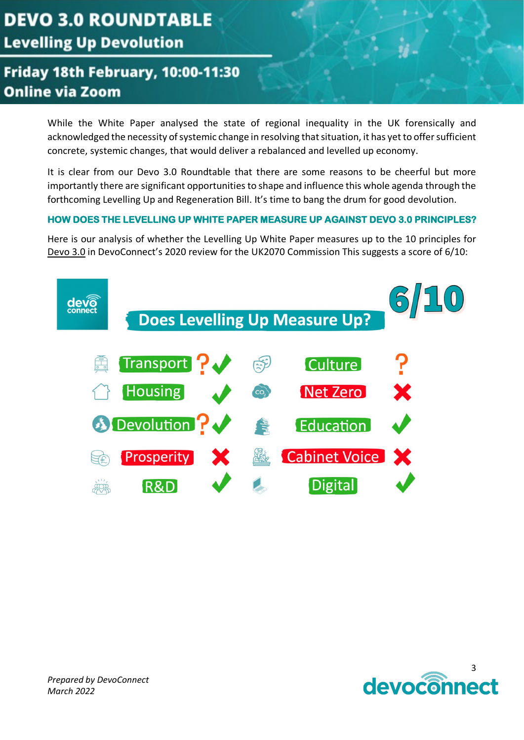# DEVO 3.0 ROUNDTABLE

## Levelling Up Devolution

**Friday 18th February, 10:00-11:30**
**Online via Zoom**

While the White Paper analysed the state of regional inequality in the UK forensically and acknowledged the necessity of systemic change in resolving that situation, it has yet to offer sufficient concrete, systemic changes, that would deliver a rebalanced and levelled up economy.

It is clear from our Devo 3.0 Roundtable that there are some reasons to be cheerful but more importantly there are significant opportunities to shape and influence this whole agenda through the forthcoming Levelling Up and Regeneration Bill. It's time to bang the drum for good devolution.

### HOW DOES THE LEVELLING UP WHITE PAPER MEASURE UP AGAINST DEVO 3.0 PRINCIPLES?

Here is our analysis of whether the Levelling Up White Paper measures up to the 10 principles for Devo 3.0 in DevoConnect's 2020 review for the UK2070 Commission This suggests a score of 6/10:

**Does Levelling Up Measure Up? 6/10**

| Principle | Assessment | Principle | Assessment |
|---|---|---|---|
| Transport | ? ✔ | Culture | ? |
| Housing | ✔ | Net Zero | ✘ |
| Devolution | ? ✔ | Education | ✔ |
| Prosperity | ✘ | Cabinet Voice | ✘ |
| R&D | ✔ | Digital | ✔ |

*Prepared by DevoConnect*
*March 2022*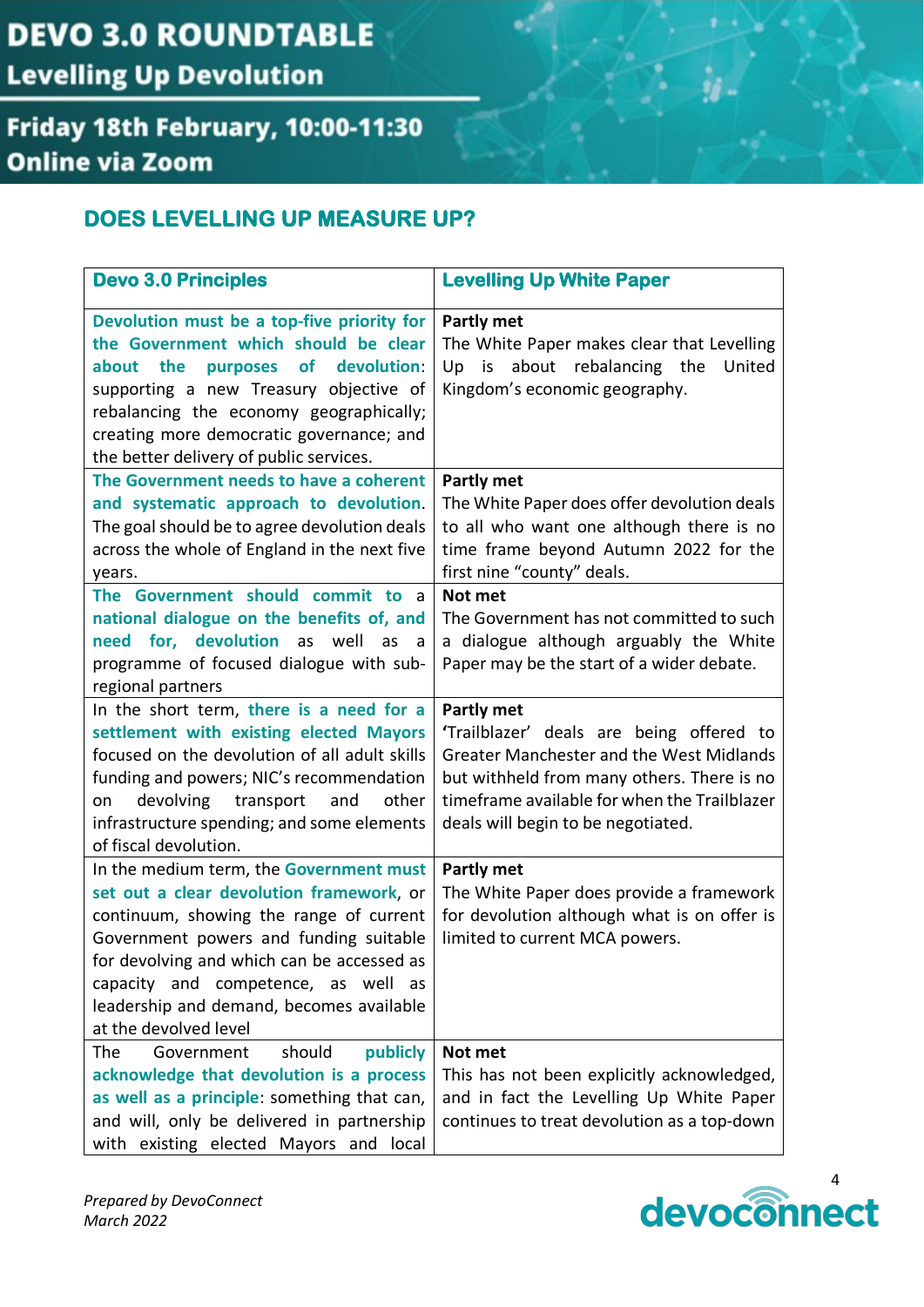# DEVO 3.0 ROUNDTABLE

## Levelling Up Devolution

**Friday 18th February, 10:00-11:30**
**Online via Zoom**

## DOES LEVELLING UP MEASURE UP?

| Devo 3.0 Principles | Levelling Up White Paper |
|---|---|
| **Devolution must be a top-five priority for the Government which should be clear about the purposes of devolution**: supporting a new Treasury objective of rebalancing the economy geographically; creating more democratic governance; and the better delivery of public services. | **Partly met** The White Paper makes clear that Levelling Up is about rebalancing the United Kingdom's economic geography. |
| **The Government needs to have a coherent and systematic approach to devolution**. The goal should be to agree devolution deals across the whole of England in the next five years. | **Partly met** The White Paper does offer devolution deals to all who want one although there is no time frame beyond Autumn 2022 for the first nine "county" deals. |
| **The Government should commit to a national dialogue on the benefits of, and need for, devolution** as well as a programme of focused dialogue with sub-regional partners | **Not met** The Government has not committed to such a dialogue although arguably the White Paper may be the start of a wider debate. |
| In the short term, **there is a need for a settlement with existing elected Mayors** focused on the devolution of all adult skills funding and powers; NIC's recommendation on devolving transport and other infrastructure spending; and some elements of fiscal devolution. | **Partly met** 'Trailblazer' deals are being offered to Greater Manchester and the West Midlands but withheld from many others. There is no timeframe available for when the Trailblazer deals will begin to be negotiated. |
| In the medium term, the **Government must set out a clear devolution framework**, or continuum, showing the range of current Government powers and funding suitable for devolving and which can be accessed as capacity and competence, as well as leadership and demand, becomes available at the devolved level | **Partly met** The White Paper does provide a framework for devolution although what is on offer is limited to current MCA powers. |
| The Government should **publicly acknowledge that devolution is a process as well as a principle**: something that can, and will, only be delivered in partnership with existing elected Mayors and local | **Not met** This has not been explicitly acknowledged, and in fact the Levelling Up White Paper continues to treat devolution as a top-down |

*Prepared by DevoConnect*
*March 2022*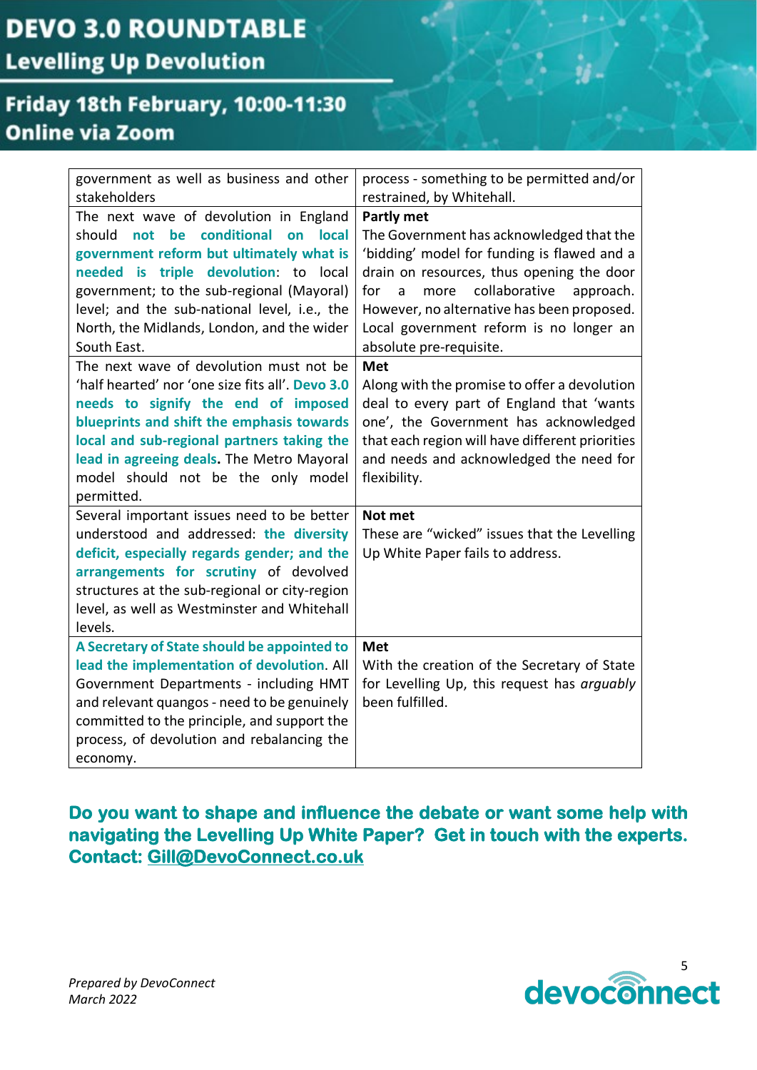| | |
|---|---|
| government as well as business and other stakeholders | process - something to be permitted and/or restrained, by Whitehall. |
| The next wave of devolution in England should **not be conditional on local government reform but ultimately what is needed is triple devolution**: to local government; to the sub-regional (Mayoral) level; and the sub-national level, i.e., the North, the Midlands, London, and the wider South East. | **Partly met** The Government has acknowledged that the 'bidding' model for funding is flawed and a drain on resources, thus opening the door for a more collaborative approach. However, no alternative has been proposed. Local government reform is no longer an absolute pre-requisite. |
| The next wave of devolution must not be 'half hearted' nor 'one size fits all'. **Devo 3.0 needs to signify the end of imposed blueprints and shift the emphasis towards local and sub-regional partners taking the lead in agreeing deals.** The Metro Mayoral model should not be the only model permitted. | **Met** Along with the promise to offer a devolution deal to every part of England that 'wants one', the Government has acknowledged that each region will have different priorities and needs and acknowledged the need for flexibility. |
| Several important issues need to be better understood and addressed: **the diversity deficit, especially regards gender; and the arrangements for scrutiny** of devolved structures at the sub-regional or city-region level, as well as Westminster and Whitehall levels. | **Not met** These are "wicked" issues that the Levelling Up White Paper fails to address. |
| **A Secretary of State should be appointed to lead the implementation of devolution.** All Government Departments - including HMT and relevant quangos - need to be genuinely committed to the principle, and support the process, of devolution and rebalancing the economy. | **Met** With the creation of the Secretary of State for Levelling Up, this request has *arguably* been fulfilled. |

**Do you want to shape and influence the debate or want some help with navigating the Levelling Up White Paper? Get in touch with the experts. Contact: Gill@DevoConnect.co.uk**

*Prepared by DevoConnect*
*March 2022*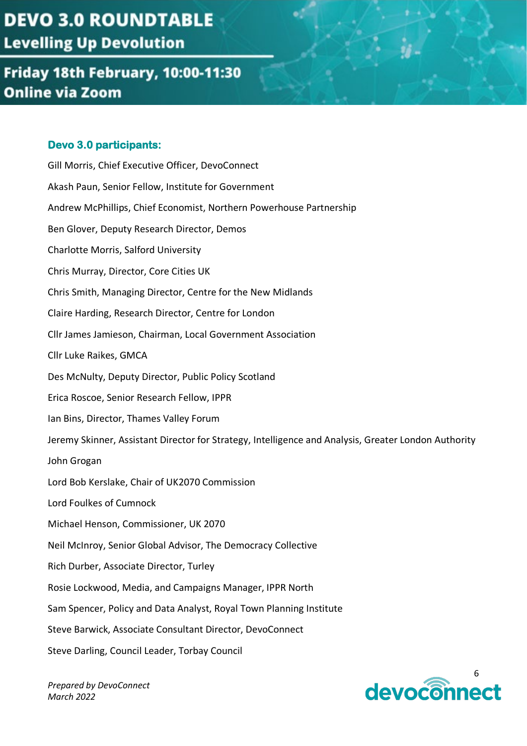# DEVO 3.0 ROUNDTABLE

## Levelling Up Devolution

## Friday 18th February, 10:00-11:30
## Online via Zoom

### Devo 3.0 participants:

Gill Morris, Chief Executive Officer, DevoConnect

Akash Paun, Senior Fellow, Institute for Government

Andrew McPhillips, Chief Economist, Northern Powerhouse Partnership

Ben Glover, Deputy Research Director, Demos

Charlotte Morris, Salford University

Chris Murray, Director, Core Cities UK

Chris Smith, Managing Director, Centre for the New Midlands

Claire Harding, Research Director, Centre for London

Cllr James Jamieson, Chairman, Local Government Association

Cllr Luke Raikes, GMCA

Des McNulty, Deputy Director, Public Policy Scotland

Erica Roscoe, Senior Research Fellow, IPPR

Ian Bins, Director, Thames Valley Forum

Jeremy Skinner, Assistant Director for Strategy, Intelligence and Analysis, Greater London Authority

John Grogan

Lord Bob Kerslake, Chair of UK2070 Commission

Lord Foulkes of Cumnock

Michael Henson, Commissioner, UK 2070

Neil McInroy, Senior Global Advisor, The Democracy Collective

Rich Durber, Associate Director, Turley

Rosie Lockwood, Media, and Campaigns Manager, IPPR North

Sam Spencer, Policy and Data Analyst, Royal Town Planning Institute

Steve Barwick, Associate Consultant Director, DevoConnect

Steve Darling, Council Leader, Torbay Council

*Prepared by DevoConnect*
*March 2022*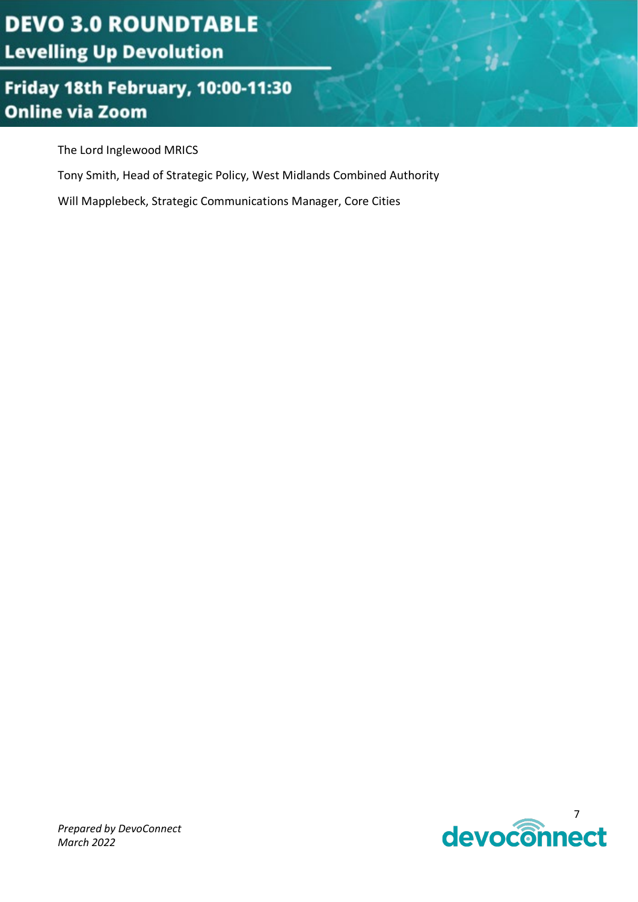The Lord Inglewood MRICS

Tony Smith, Head of Strategic Policy, West Midlands Combined Authority

Will Mapplebeck, Strategic Communications Manager, Core Cities